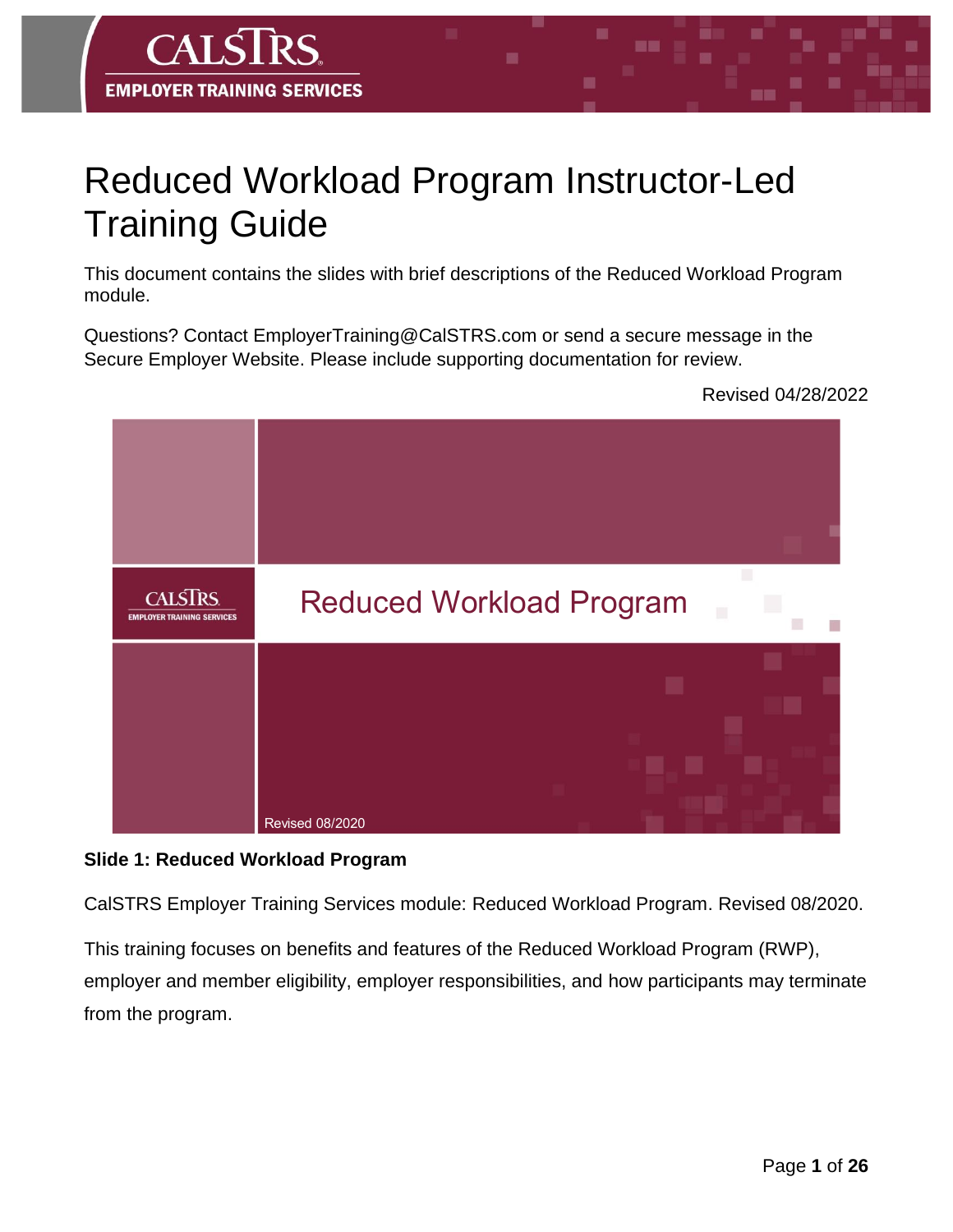# Reduced Workload Program Instructor-Led Training Guide

This document contains the slides with brief descriptions of the Reduced Workload Program module.

Questions? Contact EmployerTraining@CalSTRS.com or send a secure message in the Secure Employer Website. Please include supporting documentation for review.

Revised 04/28/2022

CALSTRS EMPLOYER TRAINING SERVICES

Reduced Workload Program

Revised 08/2020

**Slide 1: Reduced Workload Program**

CalSTRS Employer Training Services module: Reduced Workload Program. Revised 08/2020.

This training focuses on benefits and features of the Reduced Workload Program (RWP), employer and member eligibility, employer responsibilities, and how participants may terminate from the program.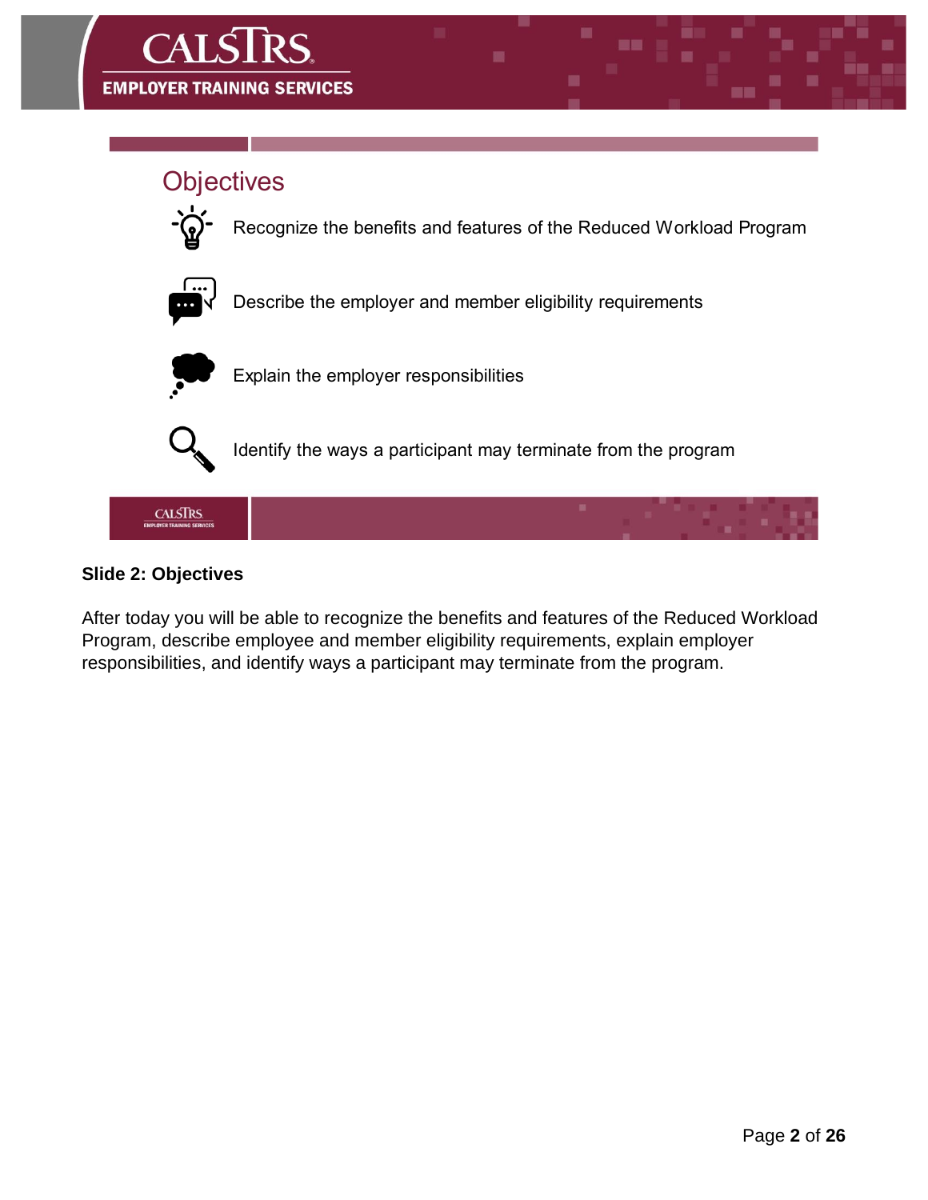## Objectives

- Recognize the benefits and features of the Reduced Workload Program
- Describe the employer and member eligibility requirements
- Explain the employer responsibilities
- Identify the ways a participant may terminate from the program

**Slide 2: Objectives**

After today you will be able to recognize the benefits and features of the Reduced Workload Program, describe employee and member eligibility requirements, explain employer responsibilities, and identify ways a participant may terminate from the program.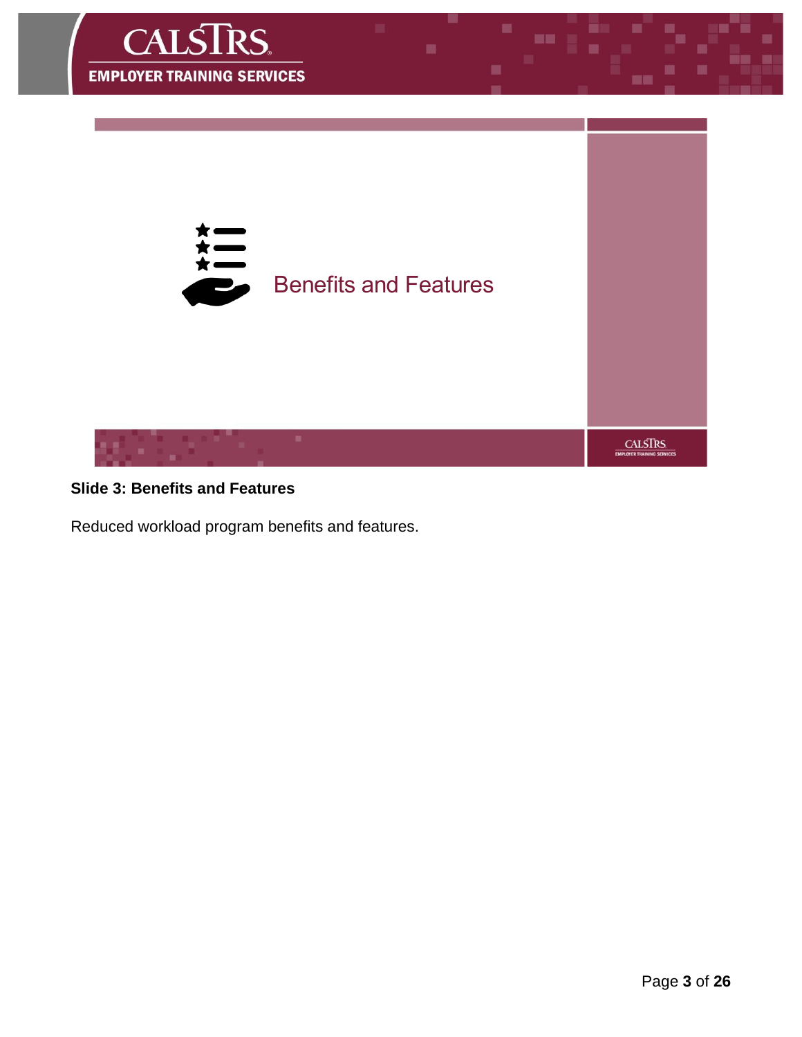Benefits and Features

**Slide 3: Benefits and Features**

Reduced workload program benefits and features.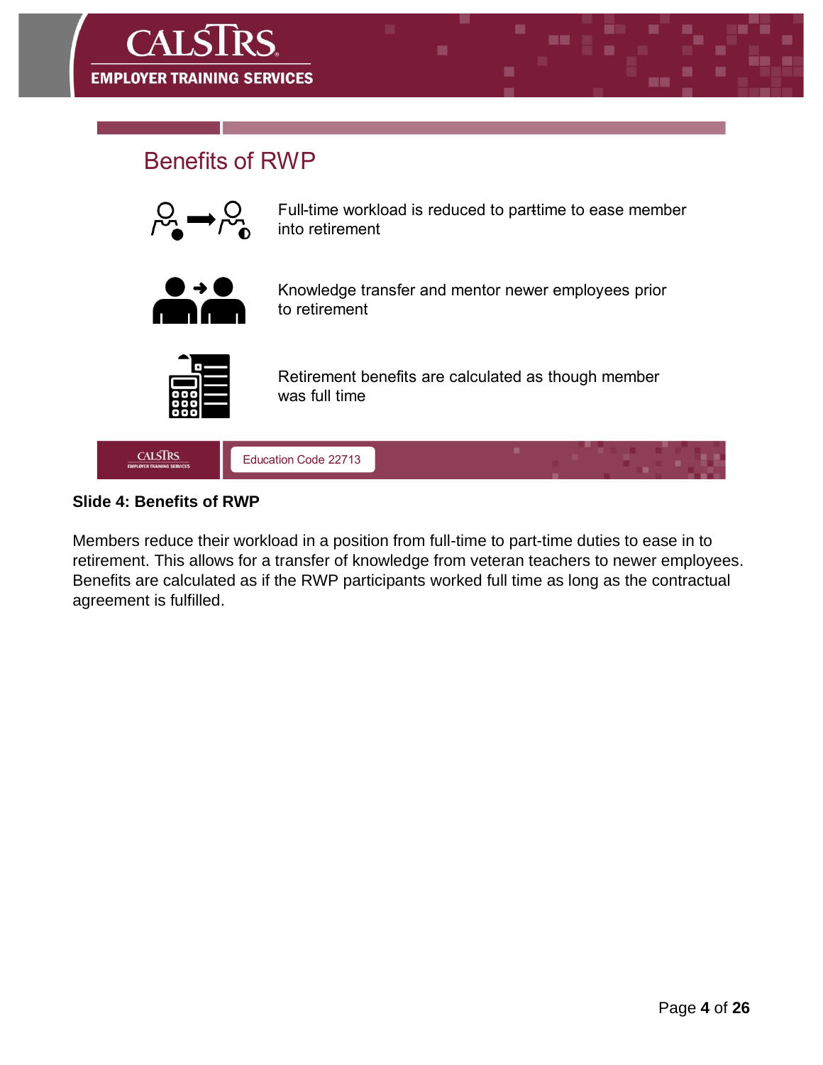## Benefits of RWP

Full-time workload is reduced to part-time to ease member into retirement

Knowledge transfer and mentor newer employees prior to retirement

Retirement benefits are calculated as though member was full time

Education Code 22713

**Slide 4: Benefits of RWP**

Members reduce their workload in a position from full-time to part-time duties to ease in to retirement. This allows for a transfer of knowledge from veteran teachers to newer employees. Benefits are calculated as if the RWP participants worked full time as long as the contractual agreement is fulfilled.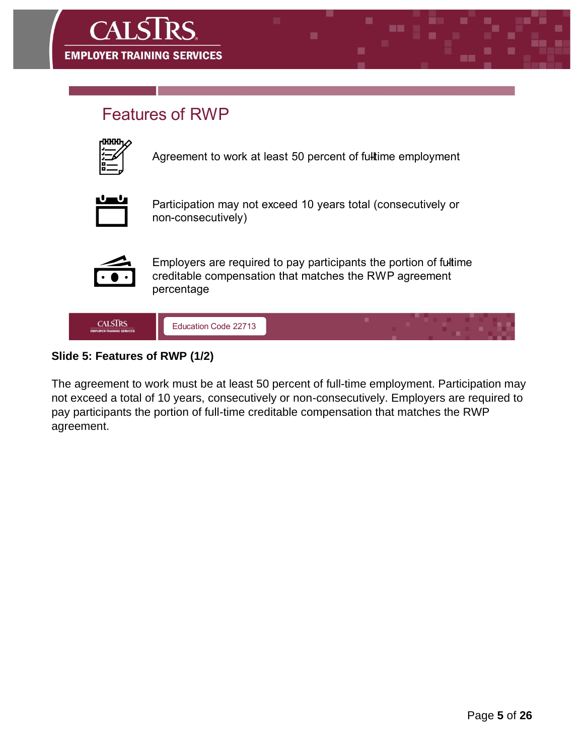## Features of RWP

- Agreement to work at least 50 percent of full-time employment
- Participation may not exceed 10 years total (consecutively or non-consecutively)
- Employers are required to pay participants the portion of full-time creditable compensation that matches the RWP agreement percentage

Education Code 22713

**Slide 5: Features of RWP (1/2)**

The agreement to work must be at least 50 percent of full-time employment. Participation may not exceed a total of 10 years, consecutively or non-consecutively. Employers are required to pay participants the portion of full-time creditable compensation that matches the RWP agreement.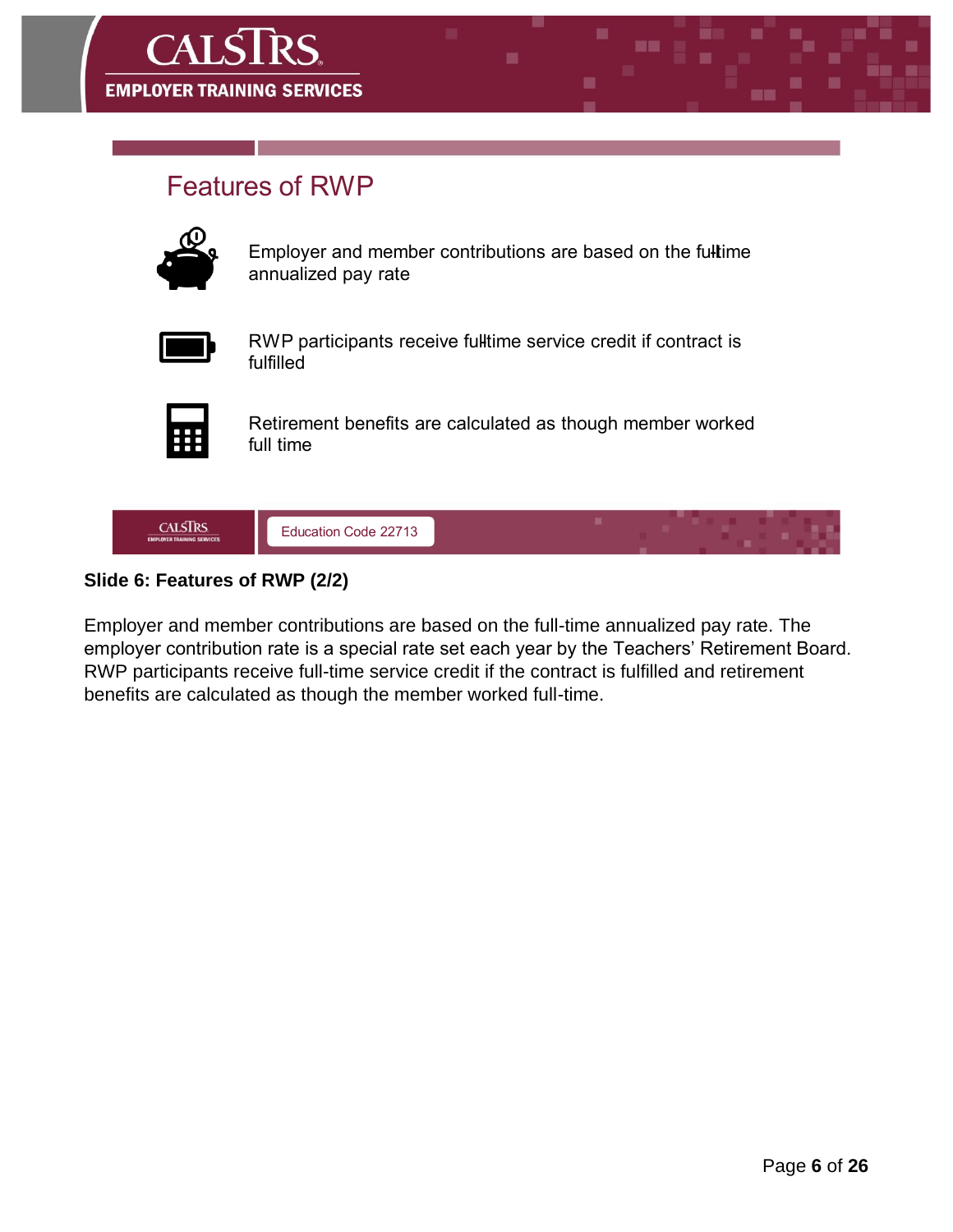# Features of RWP

Employer and member contributions are based on the full-time annualized pay rate

RWP participants receive full-time service credit if contract is fulfilled

Retirement benefits are calculated as though member worked full time

Education Code 22713

**Slide 6: Features of RWP (2/2)**

Employer and member contributions are based on the full-time annualized pay rate. The employer contribution rate is a special rate set each year by the Teachers' Retirement Board. RWP participants receive full-time service credit if the contract is fulfilled and retirement benefits are calculated as though the member worked full-time.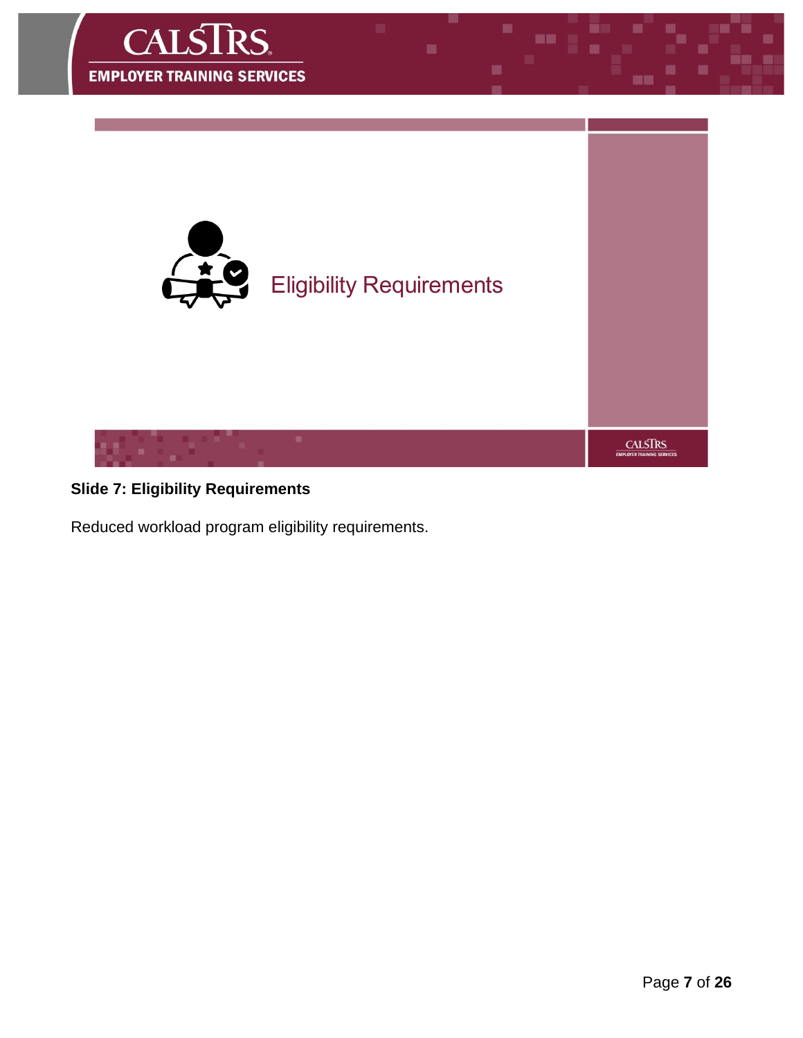Eligibility Requirements

**Slide 7: Eligibility Requirements**

Reduced workload program eligibility requirements.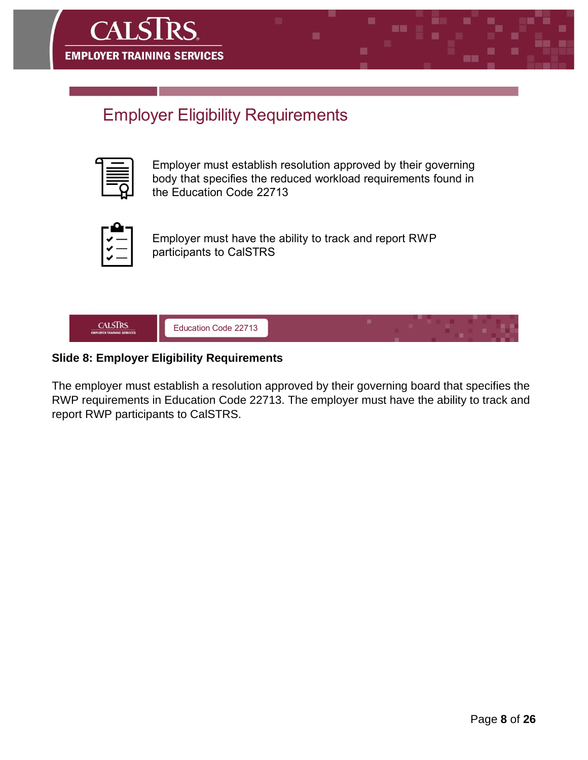## Employer Eligibility Requirements

Employer must establish resolution approved by their governing body that specifies the reduced workload requirements found in the Education Code 22713

Employer must have the ability to track and report RWP participants to CalSTRS

Education Code 22713

**Slide 8: Employer Eligibility Requirements**

The employer must establish a resolution approved by their governing board that specifies the RWP requirements in Education Code 22713. The employer must have the ability to track and report RWP participants to CalSTRS.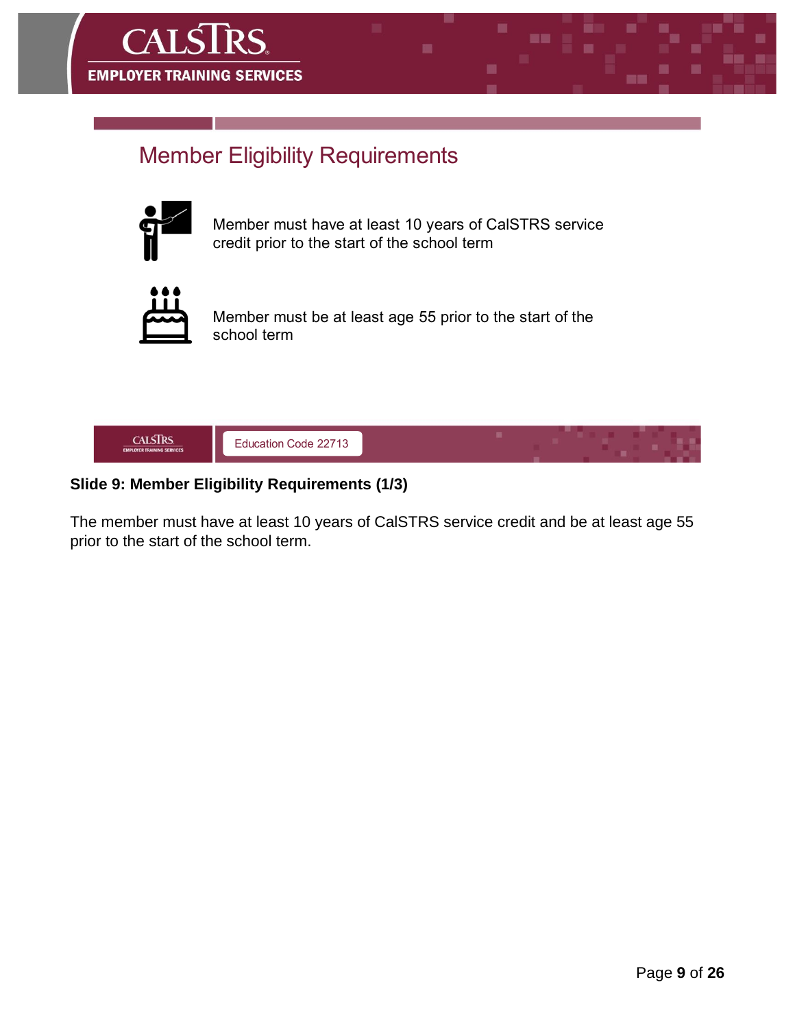## Member Eligibility Requirements

Member must have at least 10 years of CalSTRS service credit prior to the start of the school term

Member must be at least age 55 prior to the start of the school term

Education Code 22713

**Slide 9: Member Eligibility Requirements (1/3)**

The member must have at least 10 years of CalSTRS service credit and be at least age 55 prior to the start of the school term.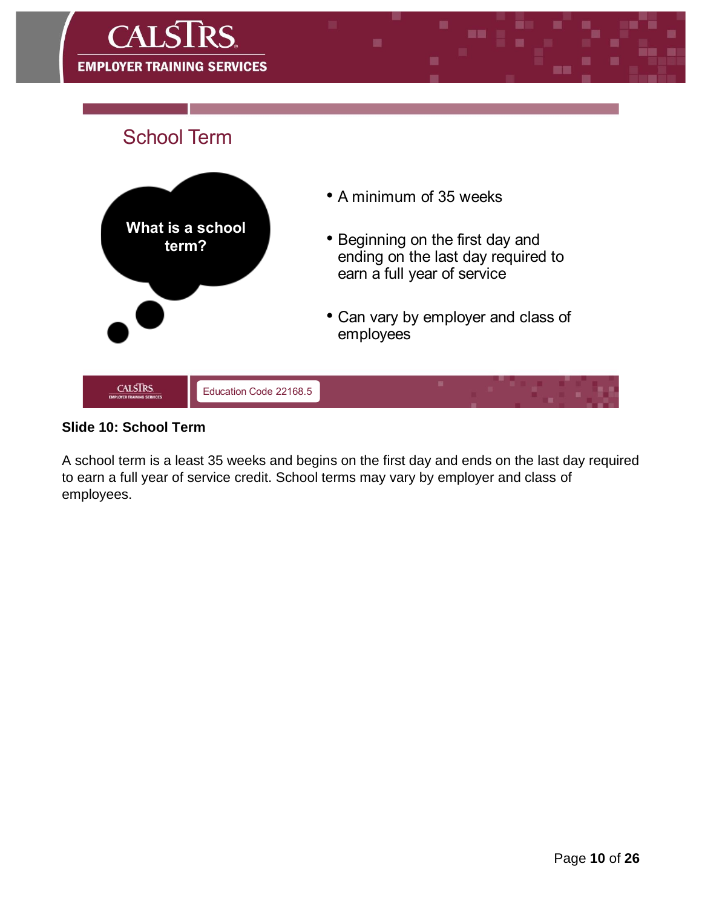## School Term

**What is a school term?**

- A minimum of 35 weeks
- Beginning on the first day and ending on the last day required to earn a full year of service
- Can vary by employer and class of employees

Education Code 22168.5

**Slide 10: School Term**

A school term is a least 35 weeks and begins on the first day and ends on the last day required to earn a full year of service credit. School terms may vary by employer and class of employees.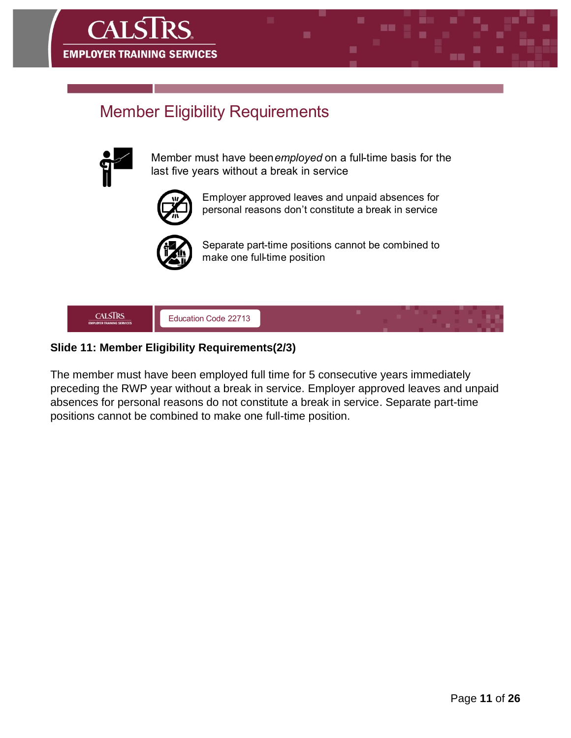## Member Eligibility Requirements

Member must have been *employed* on a full-time basis for the last five years without a break in service

- Employer approved leaves and unpaid absences for personal reasons don't constitute a break in service
- Separate part-time positions cannot be combined to make one full-time position

Education Code 22713

**Slide 11: Member Eligibility Requirements(2/3)**

The member must have been employed full time for 5 consecutive years immediately preceding the RWP year without a break in service. Employer approved leaves and unpaid absences for personal reasons do not constitute a break in service. Separate part-time positions cannot be combined to make one full-time position.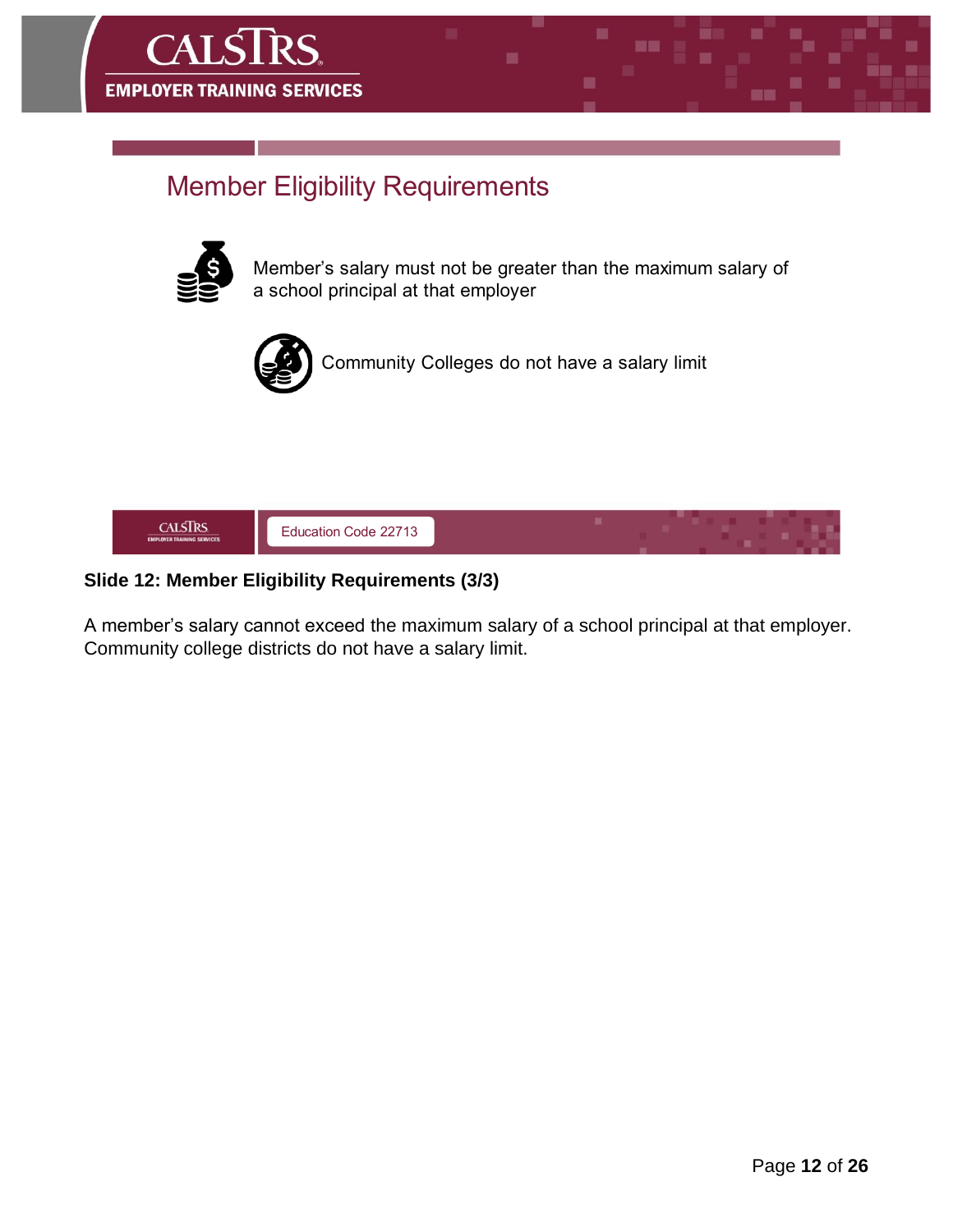## Member Eligibility Requirements

Member's salary must not be greater than the maximum salary of a school principal at that employer

Community Colleges do not have a salary limit

Education Code 22713

**Slide 12: Member Eligibility Requirements (3/3)**

A member's salary cannot exceed the maximum salary of a school principal at that employer. Community college districts do not have a salary limit.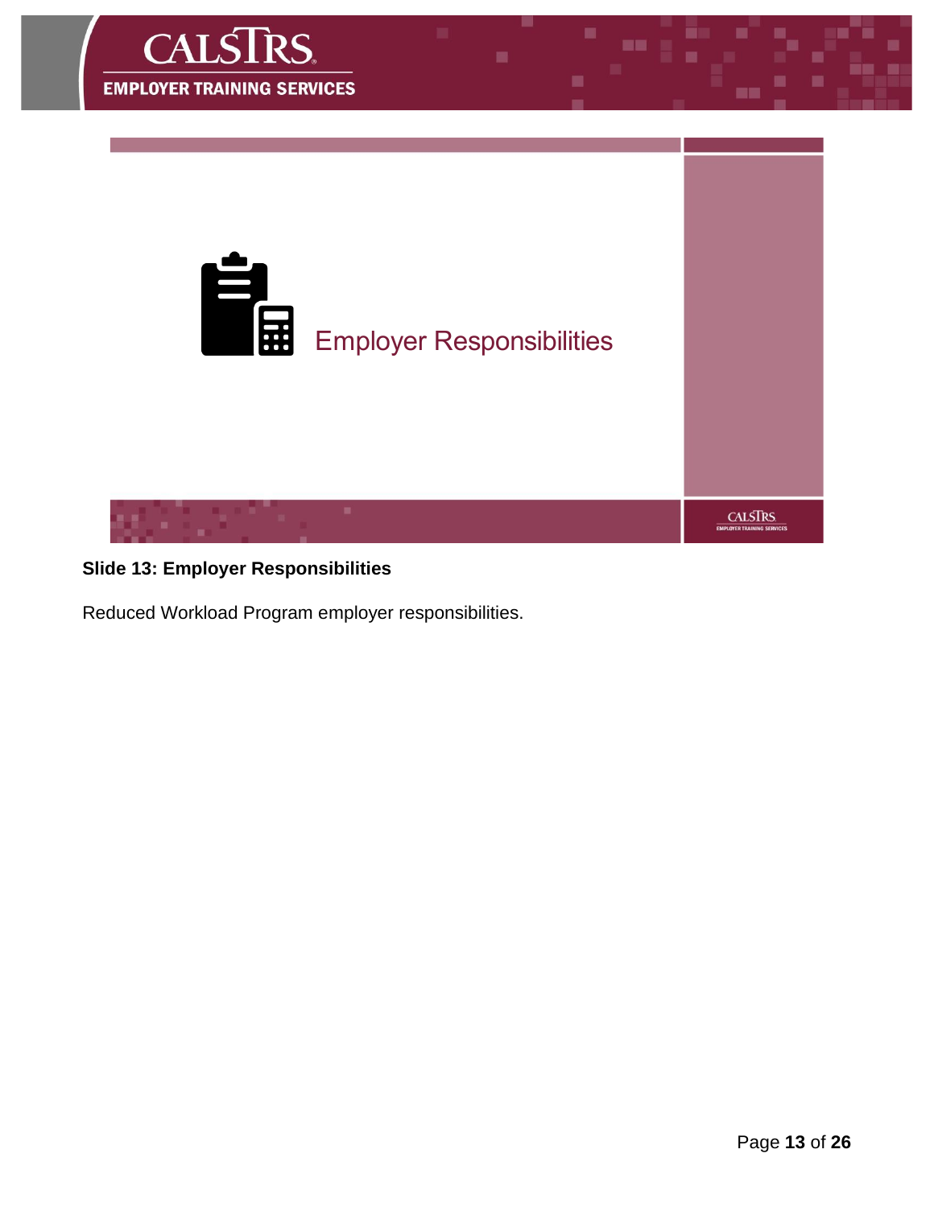Employer Responsibilities

**Slide 13: Employer Responsibilities**

Reduced Workload Program employer responsibilities.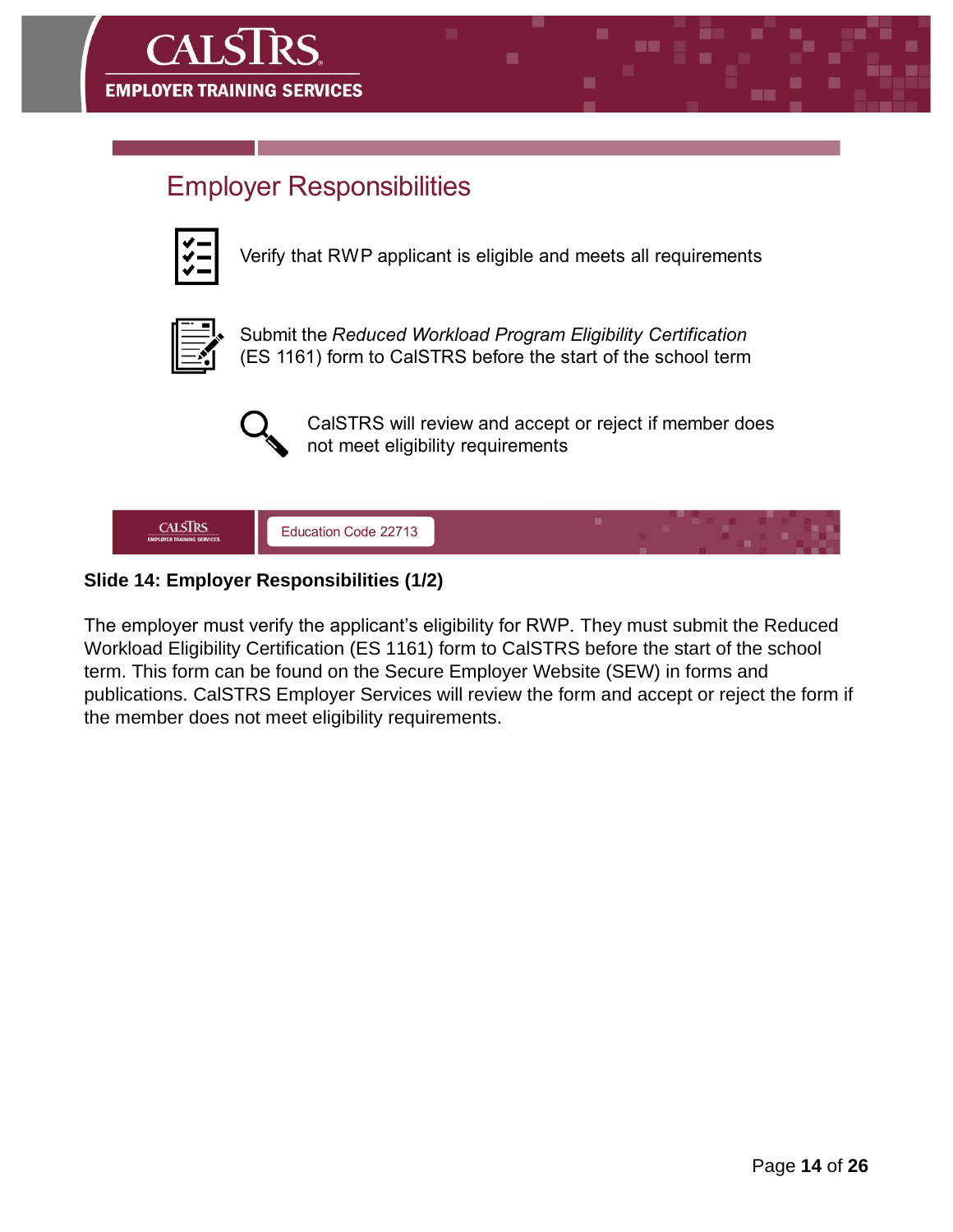## Employer Responsibilities

Verify that RWP applicant is eligible and meets all requirements

Submit the *Reduced Workload Program Eligibility Certification* (ES 1161) form to CalSTRS before the start of the school term

CalSTRS will review and accept or reject if member does not meet eligibility requirements

Education Code 22713

**Slide 14: Employer Responsibilities (1/2)**

The employer must verify the applicant's eligibility for RWP. They must submit the Reduced Workload Eligibility Certification (ES 1161) form to CalSTRS before the start of the school term. This form can be found on the Secure Employer Website (SEW) in forms and publications. CalSTRS Employer Services will review the form and accept or reject the form if the member does not meet eligibility requirements.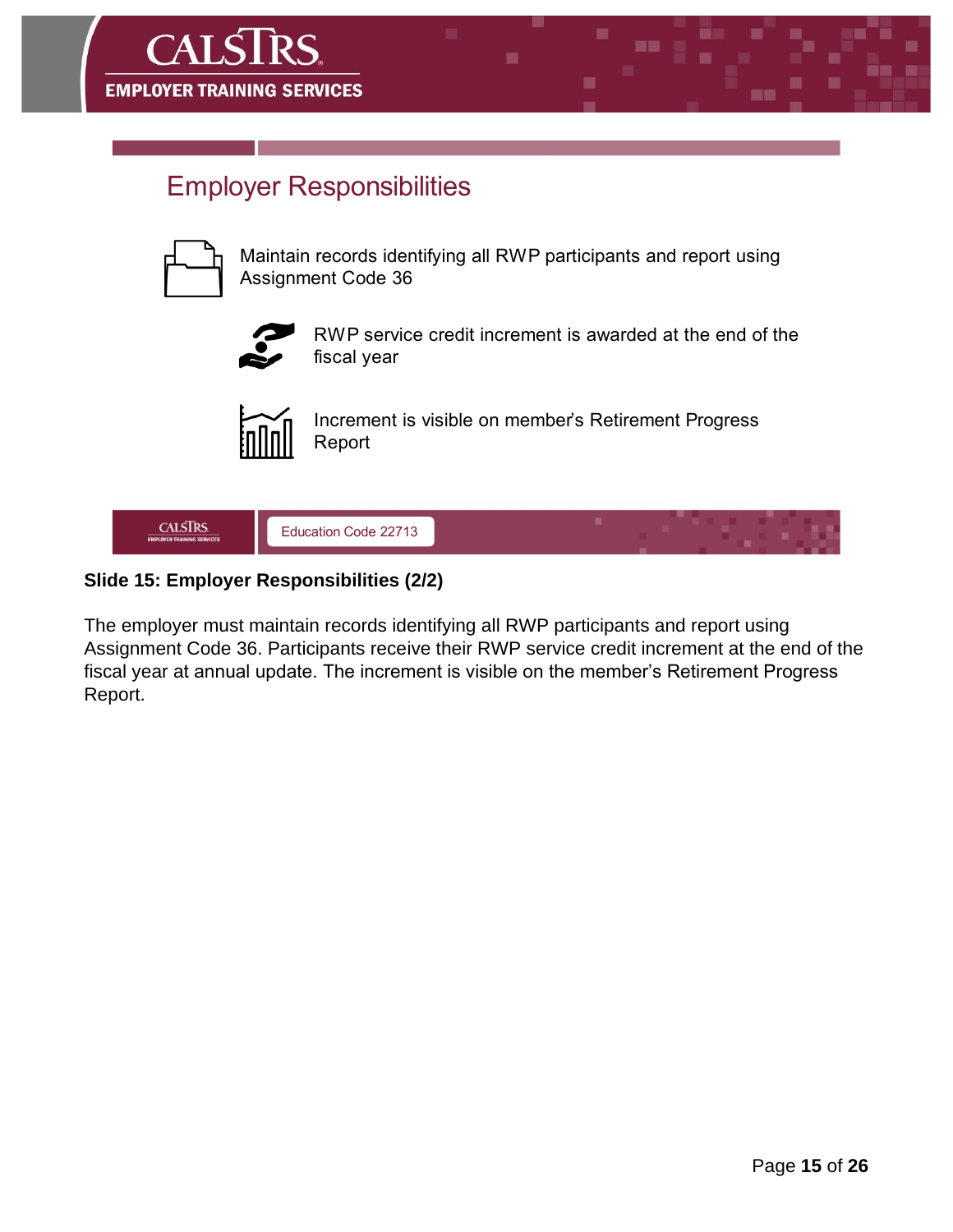## Employer Responsibilities

- Maintain records identifying all RWP participants and report using Assignment Code 36
- RWP service credit increment is awarded at the end of the fiscal year
- Increment is visible on member's Retirement Progress Report

Education Code 22713

**Slide 15: Employer Responsibilities (2/2)**

The employer must maintain records identifying all RWP participants and report using Assignment Code 36. Participants receive their RWP service credit increment at the end of the fiscal year at annual update. The increment is visible on the member's Retirement Progress Report.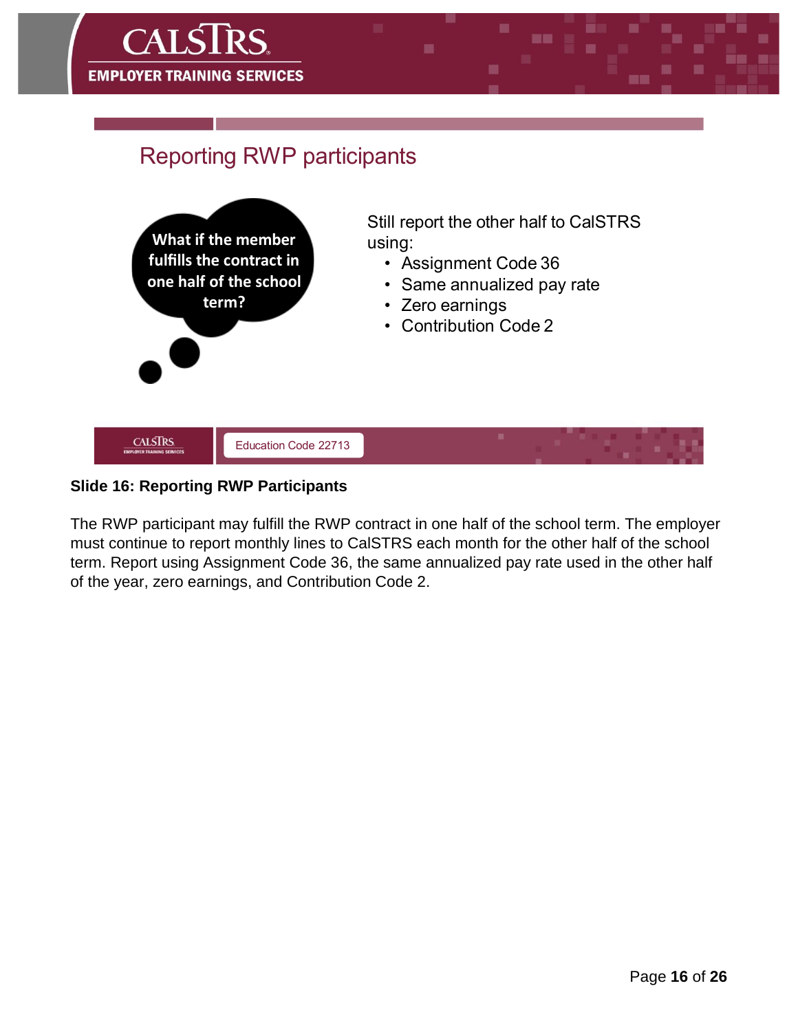## Reporting RWP participants

What if the member fulfills the contract in one half of the school term?

Still report the other half to CalSTRS using:

- Assignment Code 36
- Same annualized pay rate
- Zero earnings
- Contribution Code 2

Education Code 22713

**Slide 16: Reporting RWP Participants**

The RWP participant may fulfill the RWP contract in one half of the school term. The employer must continue to report monthly lines to CalSTRS each month for the other half of the school term. Report using Assignment Code 36, the same annualized pay rate used in the other half of the year, zero earnings, and Contribution Code 2.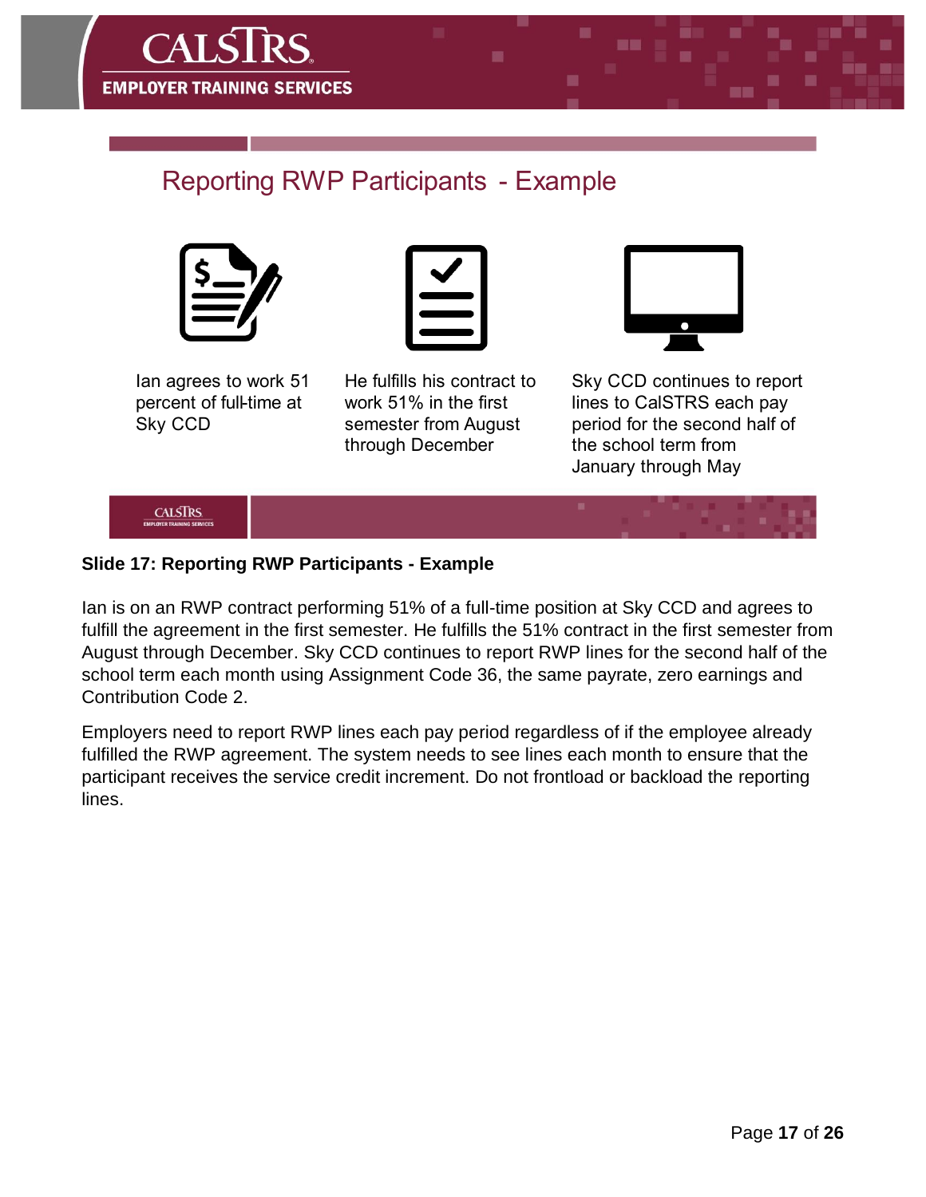## Reporting RWP Participants - Example

Ian agrees to work 51 percent of full-time at Sky CCD

He fulfills his contract to work 51% in the first semester from August through December

Sky CCD continues to report lines to CalSTRS each pay period for the second half of the school term from January through May

**Slide 17: Reporting RWP Participants - Example**

Ian is on an RWP contract performing 51% of a full-time position at Sky CCD and agrees to fulfill the agreement in the first semester. He fulfills the 51% contract in the first semester from August through December. Sky CCD continues to report RWP lines for the second half of the school term each month using Assignment Code 36, the same payrate, zero earnings and Contribution Code 2.

Employers need to report RWP lines each pay period regardless of if the employee already fulfilled the RWP agreement. The system needs to see lines each month to ensure that the participant receives the service credit increment. Do not frontload or backload the reporting lines.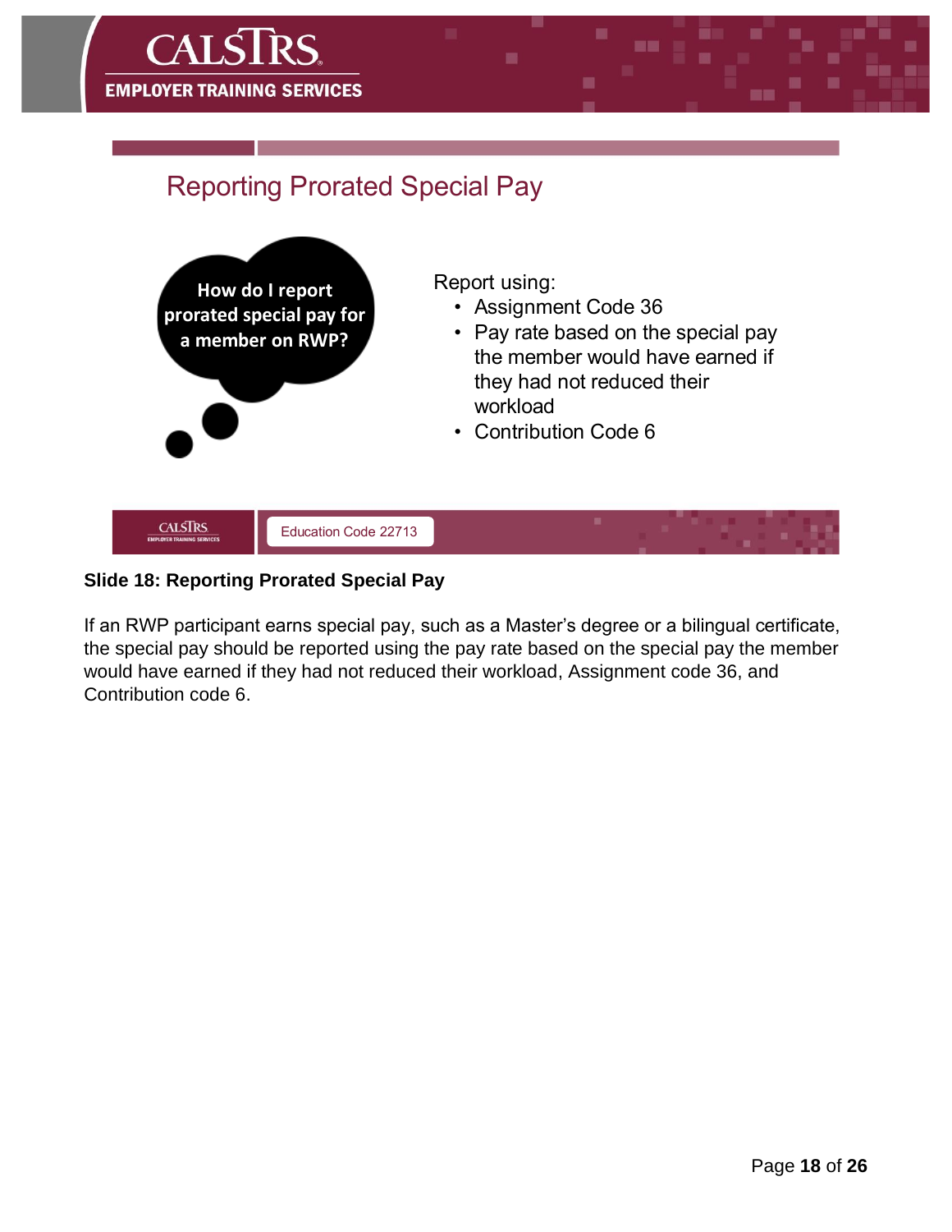## Reporting Prorated Special Pay

**How do I report prorated special pay for a member on RWP?**

Report using:

- Assignment Code 36
- Pay rate based on the special pay the member would have earned if they had not reduced their workload
- Contribution Code 6

Education Code 22713

**Slide 18: Reporting Prorated Special Pay**

If an RWP participant earns special pay, such as a Master's degree or a bilingual certificate, the special pay should be reported using the pay rate based on the special pay the member would have earned if they had not reduced their workload, Assignment code 36, and Contribution code 6.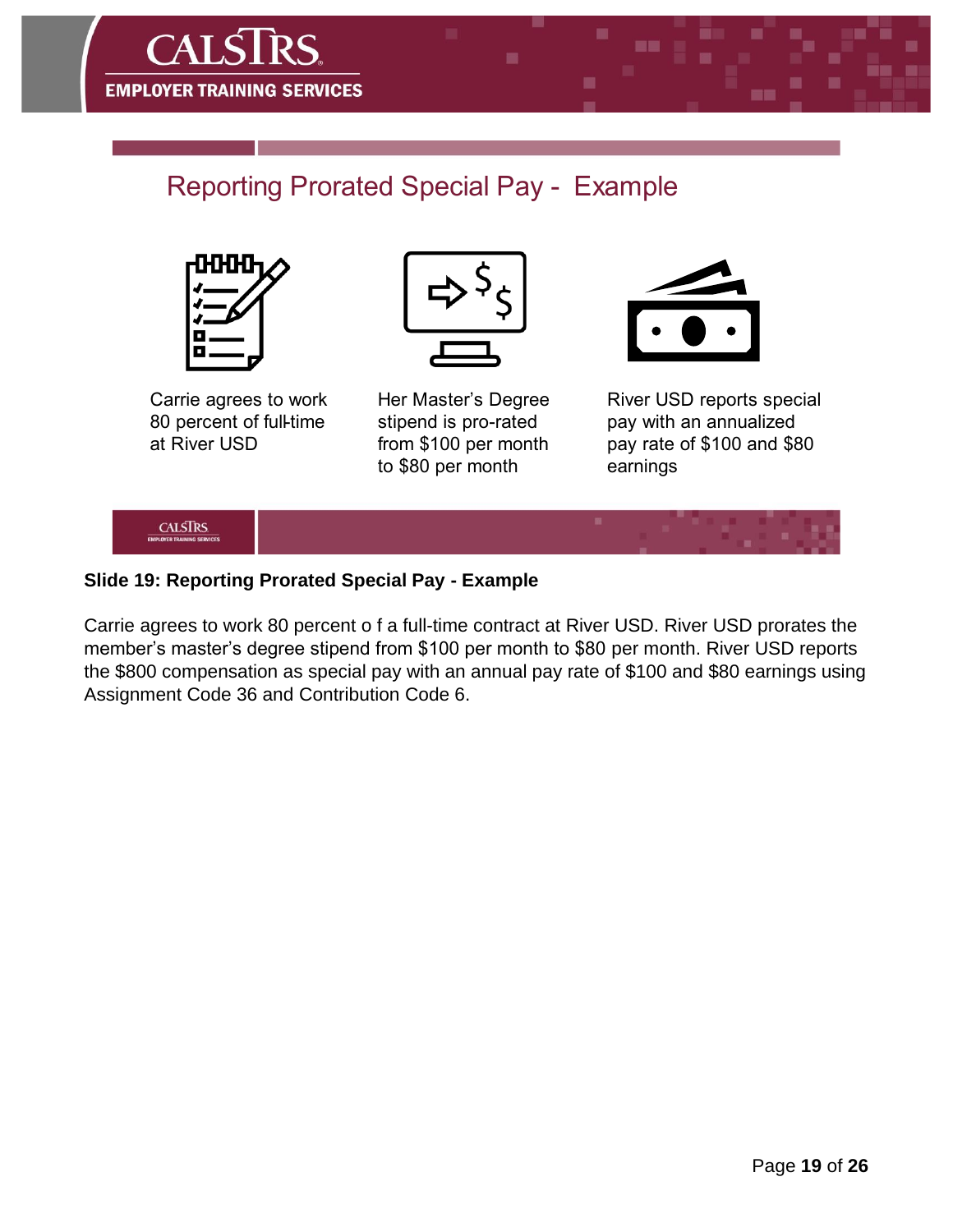## Reporting Prorated Special Pay - Example

Carrie agrees to work 80 percent of full-time at River USD

Her Master's Degree stipend is pro-rated from $100 per month to $80 per month

River USD reports special pay with an annualized pay rate of $100 and $80 earnings

**Slide 19: Reporting Prorated Special Pay - Example**

Carrie agrees to work 80 percent o f a full-time contract at River USD. River USD prorates the member's master's degree stipend from $100 per month to $80 per month. River USD reports the $800 compensation as special pay with an annual pay rate of $100 and $80 earnings using Assignment Code 36 and Contribution Code 6.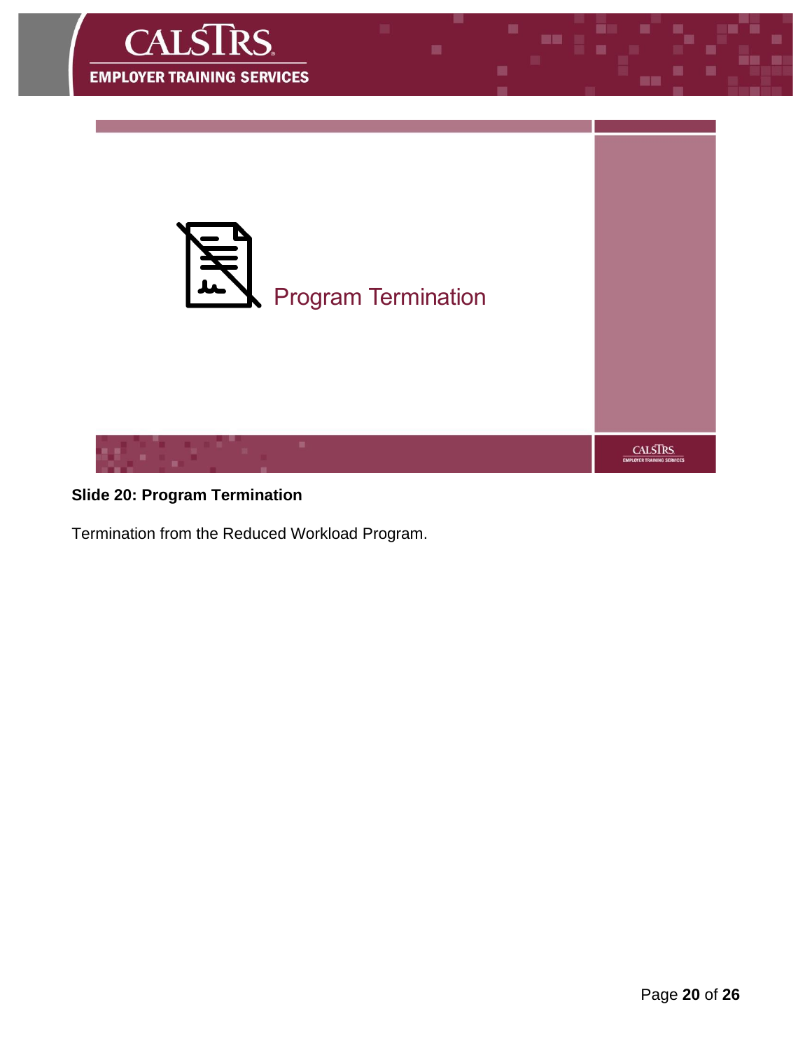Program Termination

**Slide 20: Program Termination**

Termination from the Reduced Workload Program.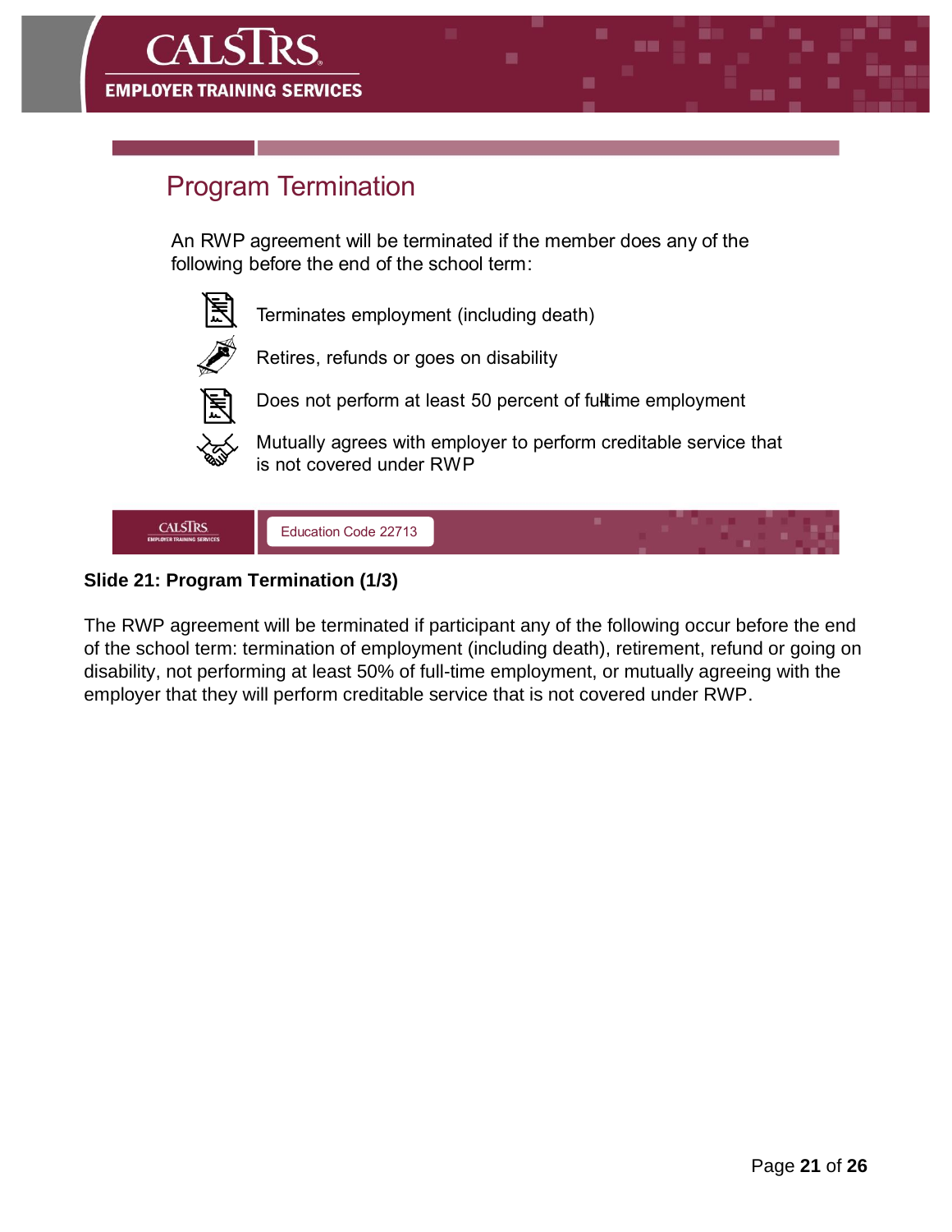## Program Termination

An RWP agreement will be terminated if the member does any of the following before the end of the school term:

- Terminates employment (including death)
- Retires, refunds or goes on disability
- Does not perform at least 50 percent of full-time employment
- Mutually agrees with employer to perform creditable service that is not covered under RWP

Education Code 22713

**Slide 21: Program Termination (1/3)**

The RWP agreement will be terminated if participant any of the following occur before the end of the school term: termination of employment (including death), retirement, refund or going on disability, not performing at least 50% of full-time employment, or mutually agreeing with the employer that they will perform creditable service that is not covered under RWP.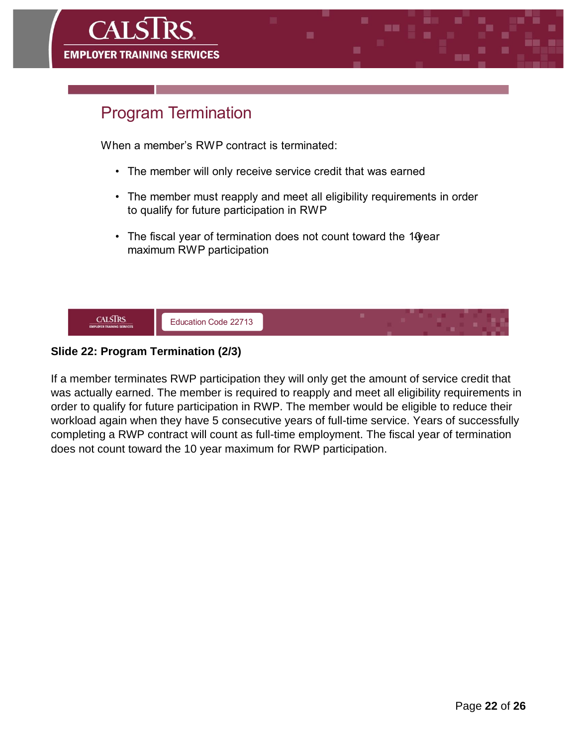## Program Termination

When a member's RWP contract is terminated:

- The member will only receive service credit that was earned
- The member must reapply and meet all eligibility requirements in order to qualify for future participation in RWP
- The fiscal year of termination does not count toward the 10-year maximum RWP participation

Education Code 22713

**Slide 22: Program Termination (2/3)**

If a member terminates RWP participation they will only get the amount of service credit that was actually earned. The member is required to reapply and meet all eligibility requirements in order to qualify for future participation in RWP. The member would be eligible to reduce their workload again when they have 5 consecutive years of full-time service. Years of successfully completing a RWP contract will count as full-time employment. The fiscal year of termination does not count toward the 10 year maximum for RWP participation.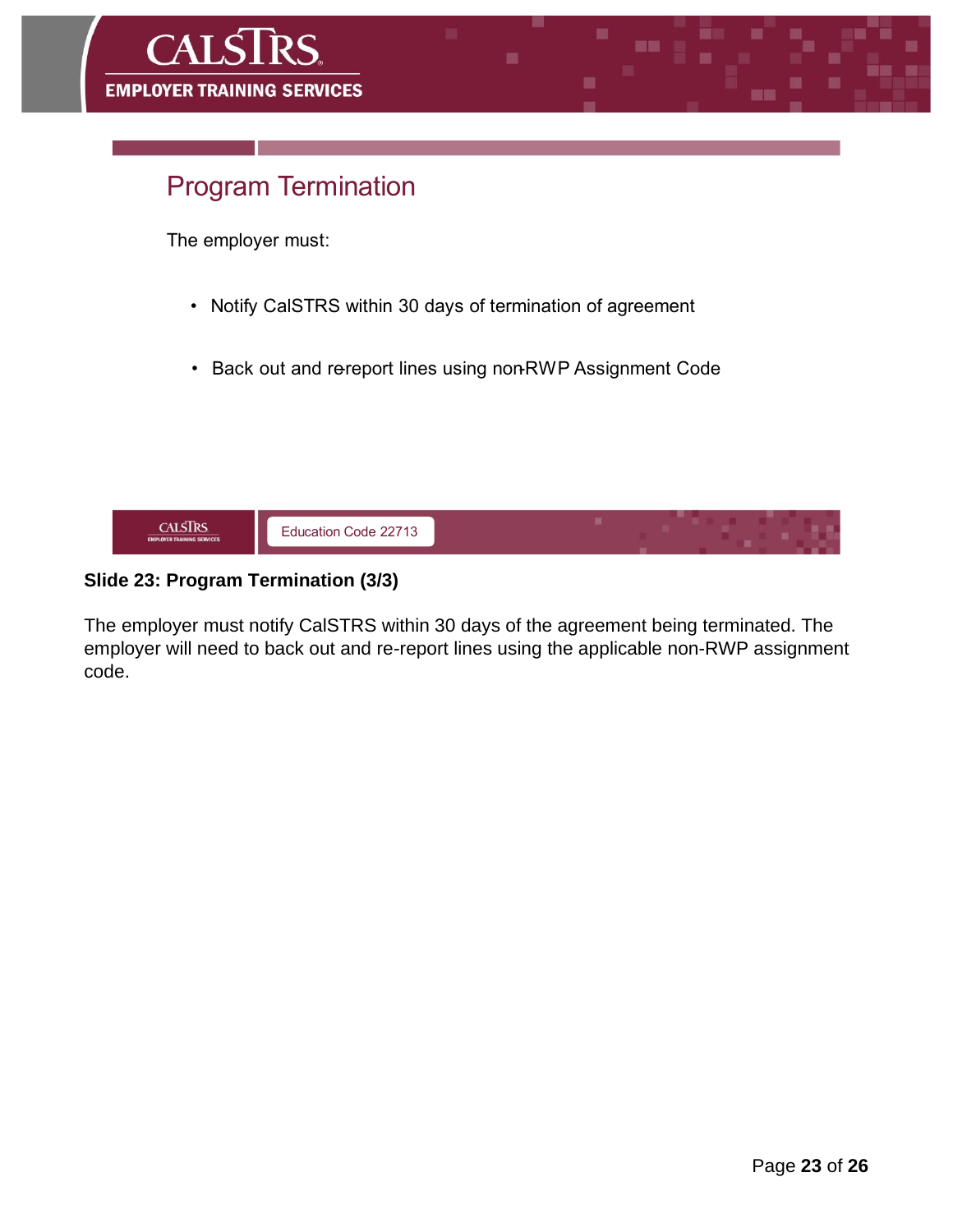## Program Termination

The employer must:

- Notify CalSTRS within 30 days of termination of agreement
- Back out and re-report lines using non-RWP Assignment Code

Education Code 22713

**Slide 23: Program Termination (3/3)**

The employer must notify CalSTRS within 30 days of the agreement being terminated. The employer will need to back out and re-report lines using the applicable non-RWP assignment code.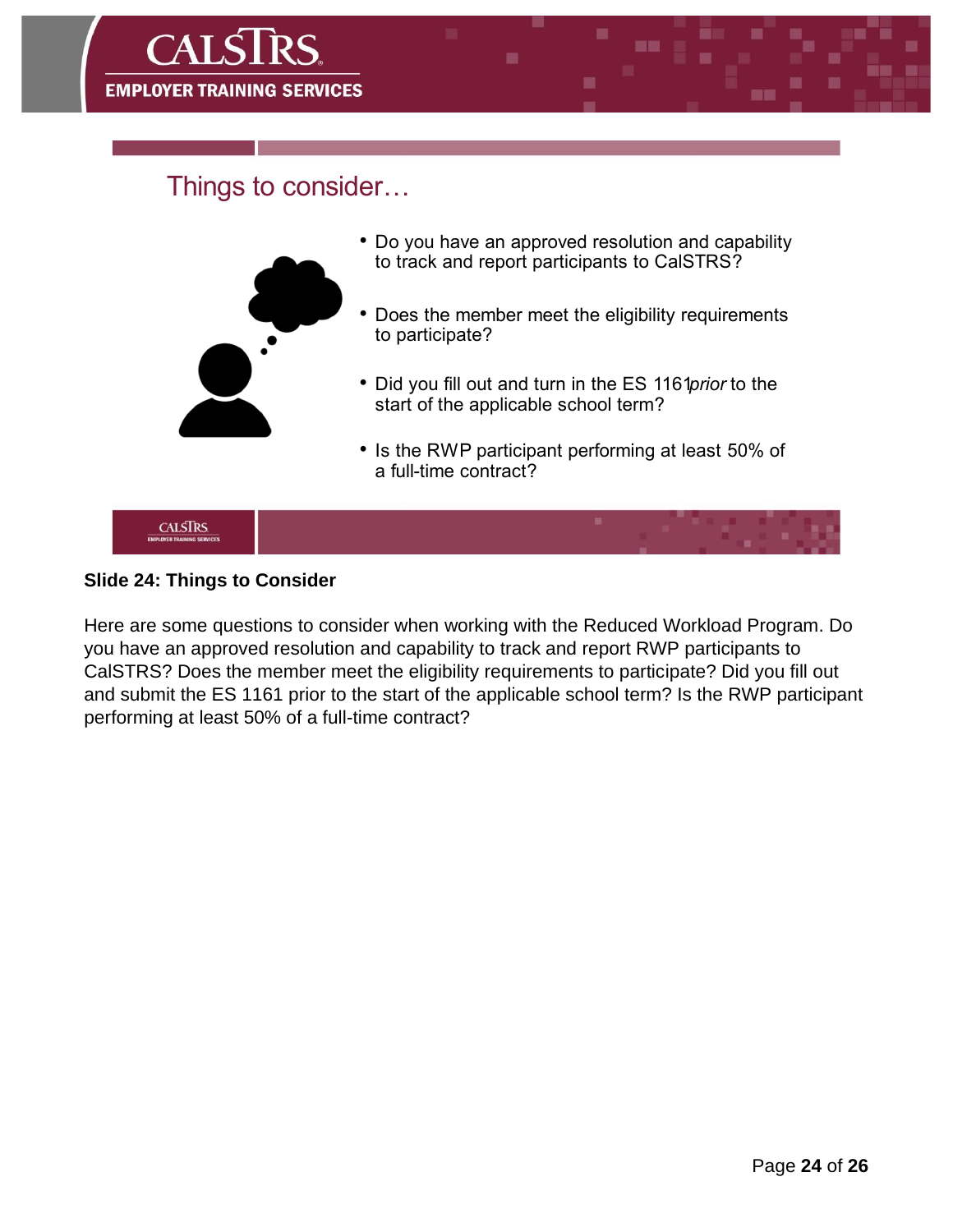## Things to consider…

- Do you have an approved resolution and capability to track and report participants to CalSTRS?
- Does the member meet the eligibility requirements to participate?
- Did you fill out and turn in the ES 1161 *prior* to the start of the applicable school term?
- Is the RWP participant performing at least 50% of a full-time contract?

**Slide 24: Things to Consider**

Here are some questions to consider when working with the Reduced Workload Program. Do you have an approved resolution and capability to track and report RWP participants to CalSTRS? Does the member meet the eligibility requirements to participate? Did you fill out and submit the ES 1161 prior to the start of the applicable school term? Is the RWP participant performing at least 50% of a full-time contract?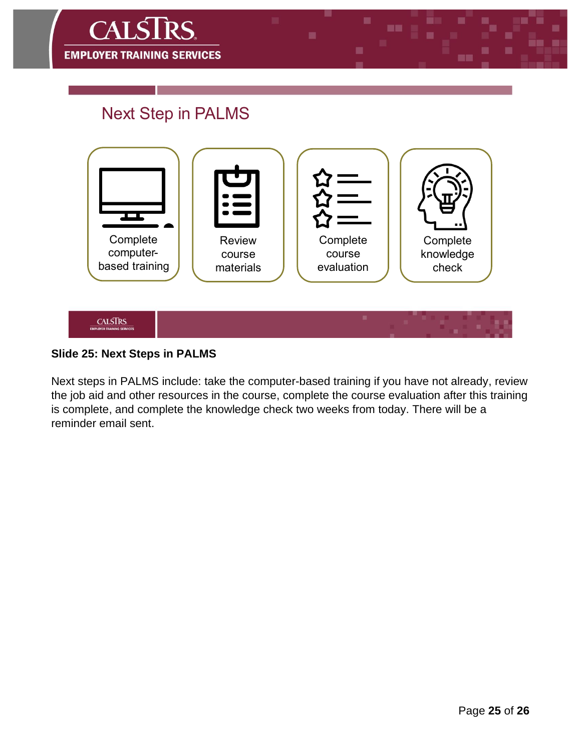## Next Step in PALMS

- Complete computer-based training
- Review course materials
- Complete course evaluation
- Complete knowledge check

**Slide 25: Next Steps in PALMS**

Next steps in PALMS include: take the computer-based training if you have not already, review the job aid and other resources in the course, complete the course evaluation after this training is complete, and complete the knowledge check two weeks from today. There will be a reminder email sent.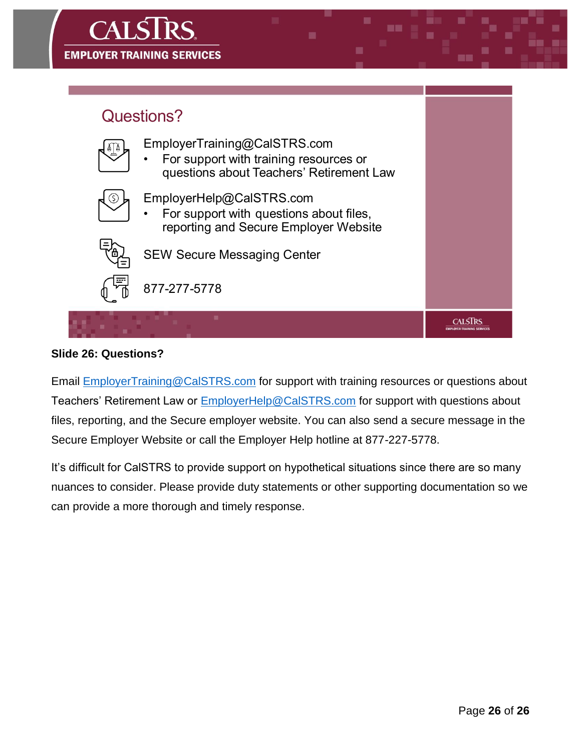Questions?

EmployerTraining@CalSTRS.com

- For support with training resources or questions about Teachers' Retirement Law

EmployerHelp@CalSTRS.com

- For support with questions about files, reporting and Secure Employer Website

SEW Secure Messaging Center

877-277-5778

**Slide 26: Questions?**

Email EmployerTraining@CalSTRS.com for support with training resources or questions about Teachers' Retirement Law or EmployerHelp@CalSTRS.com for support with questions about files, reporting, and the Secure employer website. You can also send a secure message in the Secure Employer Website or call the Employer Help hotline at 877-227-5778.

It's difficult for CalSTRS to provide support on hypothetical situations since there are so many nuances to consider. Please provide duty statements or other supporting documentation so we can provide a more thorough and timely response.